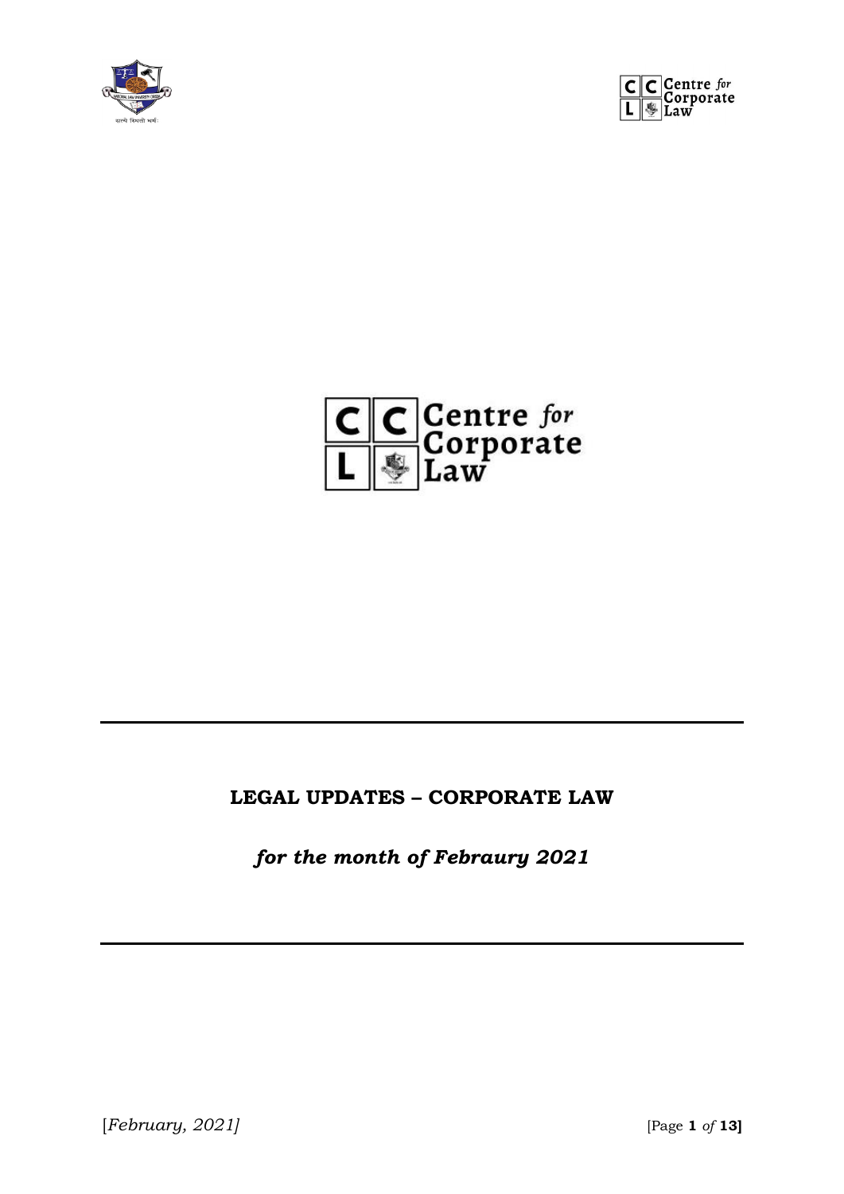# LEGAL UPDATES – CORPORATE LAW

*for the month of Febraury 2021*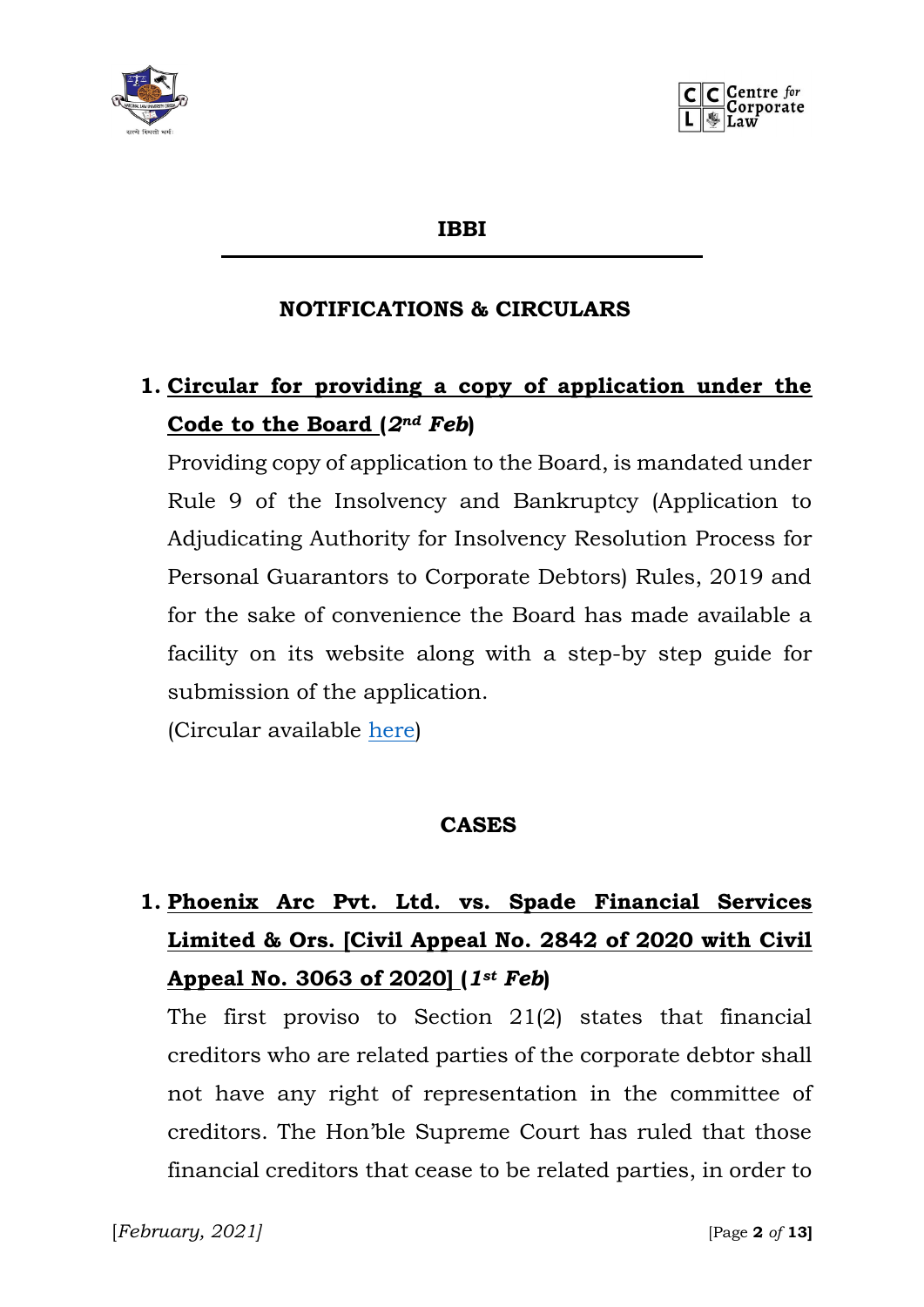# IBBI

## NOTIFICATIONS & CIRCULARS

1. **Circular for providing a copy of application under the Code to the Board (*2nd Feb*)**

   Providing copy of application to the Board, is mandated under Rule 9 of the Insolvency and Bankruptcy (Application to Adjudicating Authority for Insolvency Resolution Process for Personal Guarantors to Corporate Debtors) Rules, 2019 and for the sake of convenience the Board has made available a facility on its website along with a step-by step guide for submission of the application.

   (Circular available here)

## CASES

1. **Phoenix Arc Pvt. Ltd. vs. Spade Financial Services Limited & Ors. [Civil Appeal No. 2842 of 2020 with Civil Appeal No. 3063 of 2020] (*1st Feb*)**

   The first proviso to Section 21(2) states that financial creditors who are related parties of the corporate debtor shall not have any right of representation in the committee of creditors. The Hon'ble Supreme Court has ruled that those financial creditors that cease to be related parties, in order to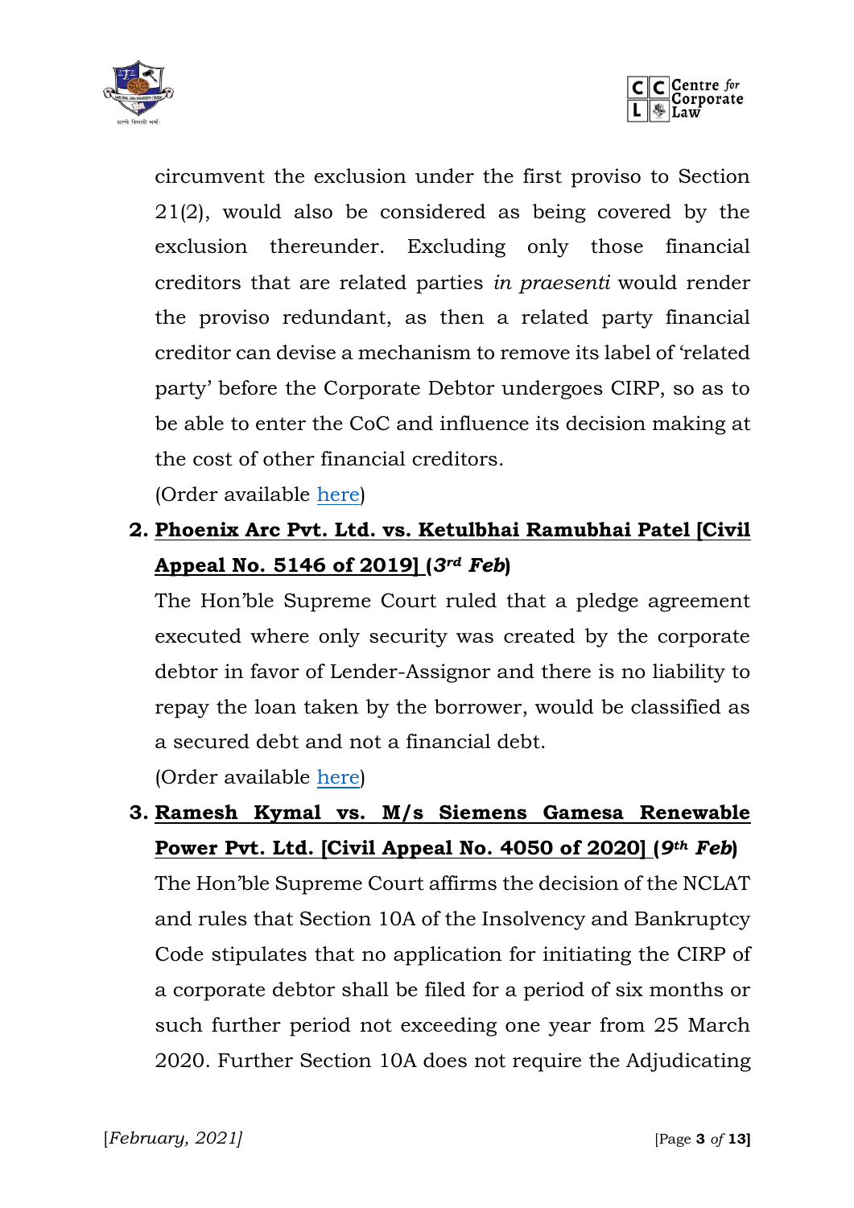circumvent the exclusion under the first proviso to Section 21(2), would also be considered as being covered by the exclusion thereunder. Excluding only those financial creditors that are related parties *in praesenti* would render the proviso redundant, as then a related party financial creditor can devise a mechanism to remove its label of 'related party' before the Corporate Debtor undergoes CIRP, so as to be able to enter the CoC and influence its decision making at the cost of other financial creditors.

(Order available here)

2. **Phoenix Arc Pvt. Ltd. vs. Ketulbhai Ramubhai Patel [Civil Appeal No. 5146 of 2019] (*3rd Feb*)**

   The Hon'ble Supreme Court ruled that a pledge agreement executed where only security was created by the corporate debtor in favor of Lender-Assignor and there is no liability to repay the loan taken by the borrower, would be classified as a secured debt and not a financial debt.

   (Order available here)

3. **Ramesh Kymal vs. M/s Siemens Gamesa Renewable Power Pvt. Ltd. [Civil Appeal No. 4050 of 2020] (*9th Feb*)**

   The Hon'ble Supreme Court affirms the decision of the NCLAT and rules that Section 10A of the Insolvency and Bankruptcy Code stipulates that no application for initiating the CIRP of a corporate debtor shall be filed for a period of six months or such further period not exceeding one year from 25 March 2020. Further Section 10A does not require the Adjudicating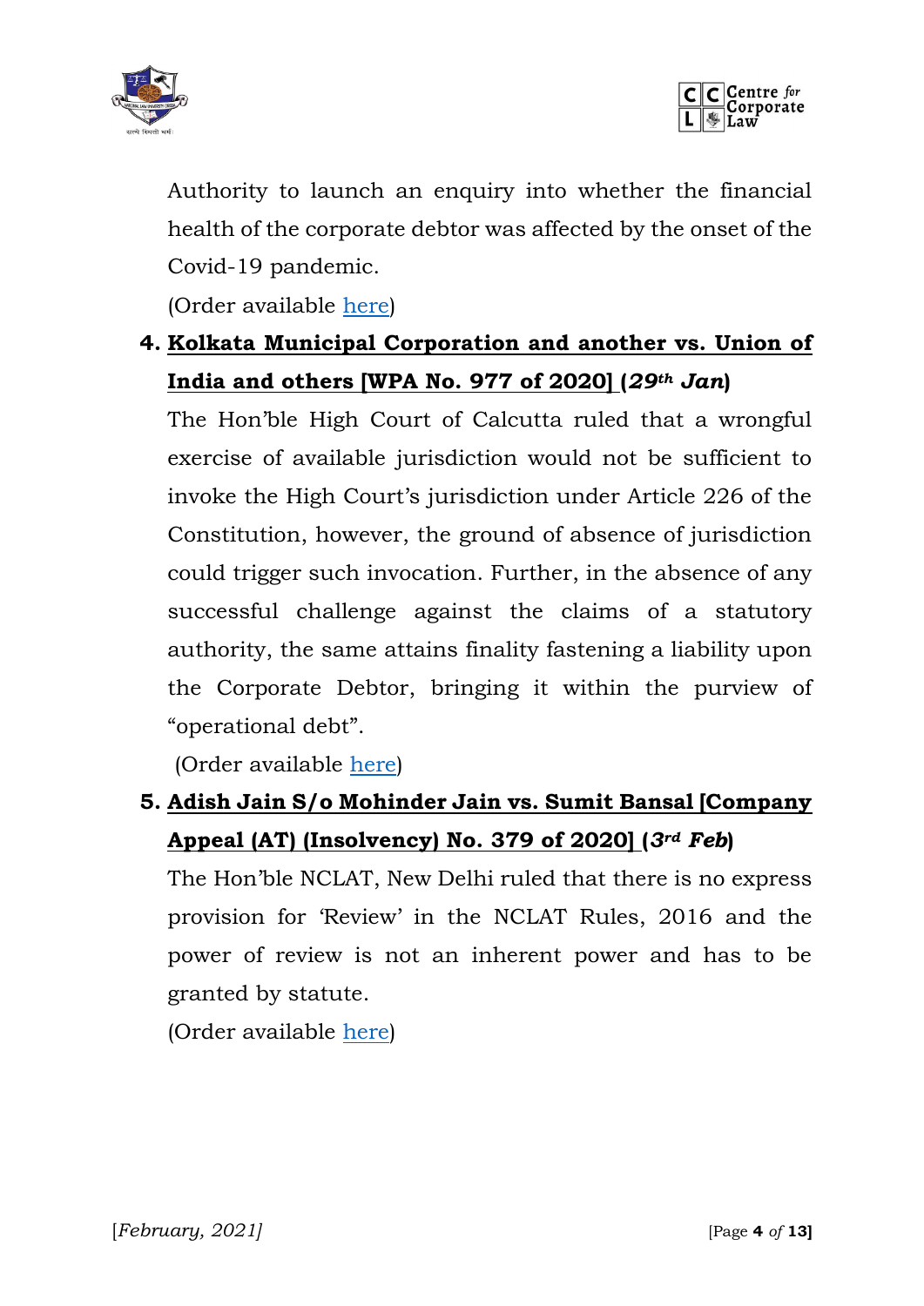Authority to launch an enquiry into whether the financial health of the corporate debtor was affected by the onset of the Covid-19 pandemic.

(Order available here)

4. **Kolkata Municipal Corporation and another vs. Union of India and others [WPA No. 977 of 2020] (*29th Jan*)**

   The Hon'ble High Court of Calcutta ruled that a wrongful exercise of available jurisdiction would not be sufficient to invoke the High Court's jurisdiction under Article 226 of the Constitution, however, the ground of absence of jurisdiction could trigger such invocation. Further, in the absence of any successful challenge against the claims of a statutory authority, the same attains finality fastening a liability upon the Corporate Debtor, bringing it within the purview of "operational debt".

   (Order available here)

5. **Adish Jain S/o Mohinder Jain vs. Sumit Bansal [Company Appeal (AT) (Insolvency) No. 379 of 2020] (*3rd Feb*)**

   The Hon'ble NCLAT, New Delhi ruled that there is no express provision for 'Review' in the NCLAT Rules, 2016 and the power of review is not an inherent power and has to be granted by statute.

   (Order available here)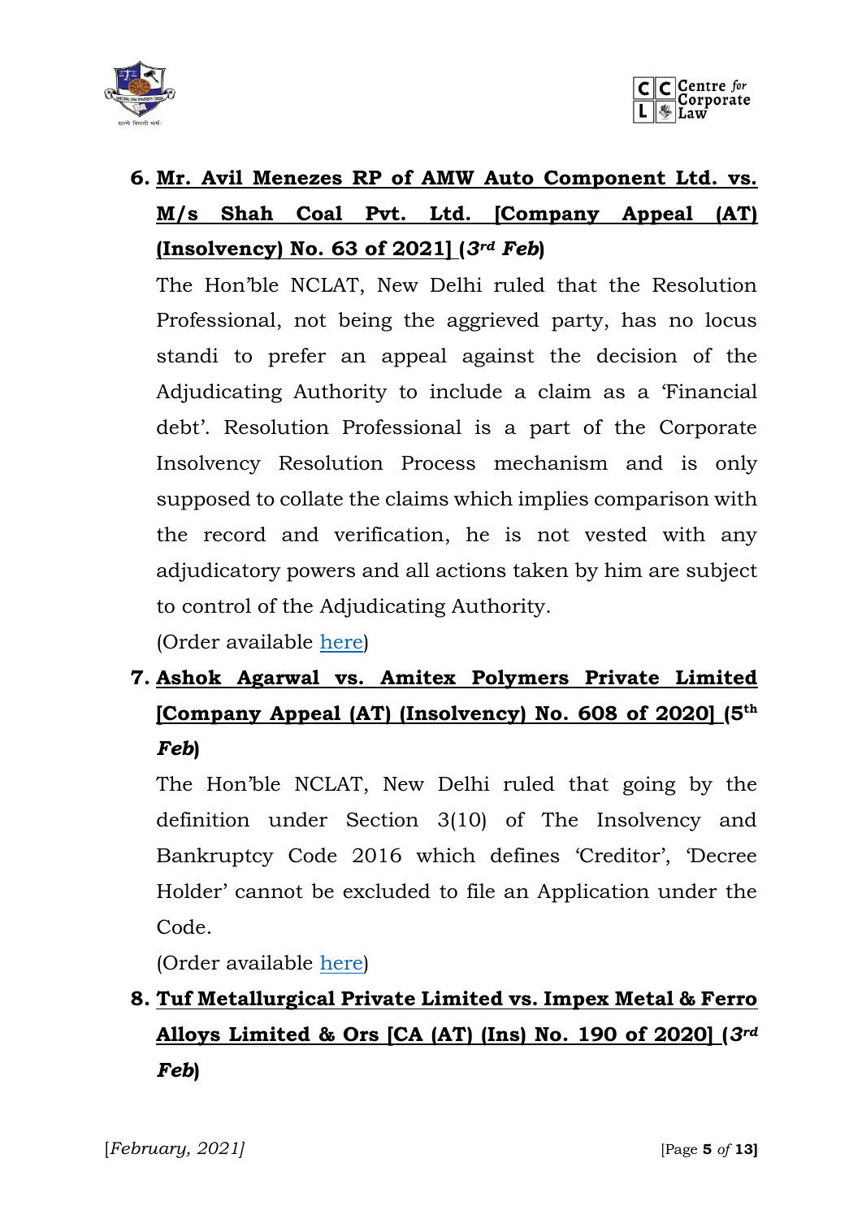6. **Mr. Avil Menezes RP of AMW Auto Component Ltd. vs. M/s Shah Coal Pvt. Ltd. [Company Appeal (AT) (Insolvency) No. 63 of 2021] (3rd *Feb*)**

   The Hon'ble NCLAT, New Delhi ruled that the Resolution Professional, not being the aggrieved party, has no locus standi to prefer an appeal against the decision of the Adjudicating Authority to include a claim as a 'Financial debt'. Resolution Professional is a part of the Corporate Insolvency Resolution Process mechanism and is only supposed to collate the claims which implies comparison with the record and verification, he is not vested with any adjudicatory powers and all actions taken by him are subject to control of the Adjudicating Authority.

   (Order available here)

7. **Ashok Agarwal vs. Amitex Polymers Private Limited [Company Appeal (AT) (Insolvency) No. 608 of 2020] (5th *Feb*)**

   The Hon'ble NCLAT, New Delhi ruled that going by the definition under Section 3(10) of The Insolvency and Bankruptcy Code 2016 which defines 'Creditor', 'Decree Holder' cannot be excluded to file an Application under the Code.

   (Order available here)

8. **Tuf Metallurgical Private Limited vs. Impex Metal & Ferro Alloys Limited & Ors [CA (AT) (Ins) No. 190 of 2020] (3rd *Feb*)**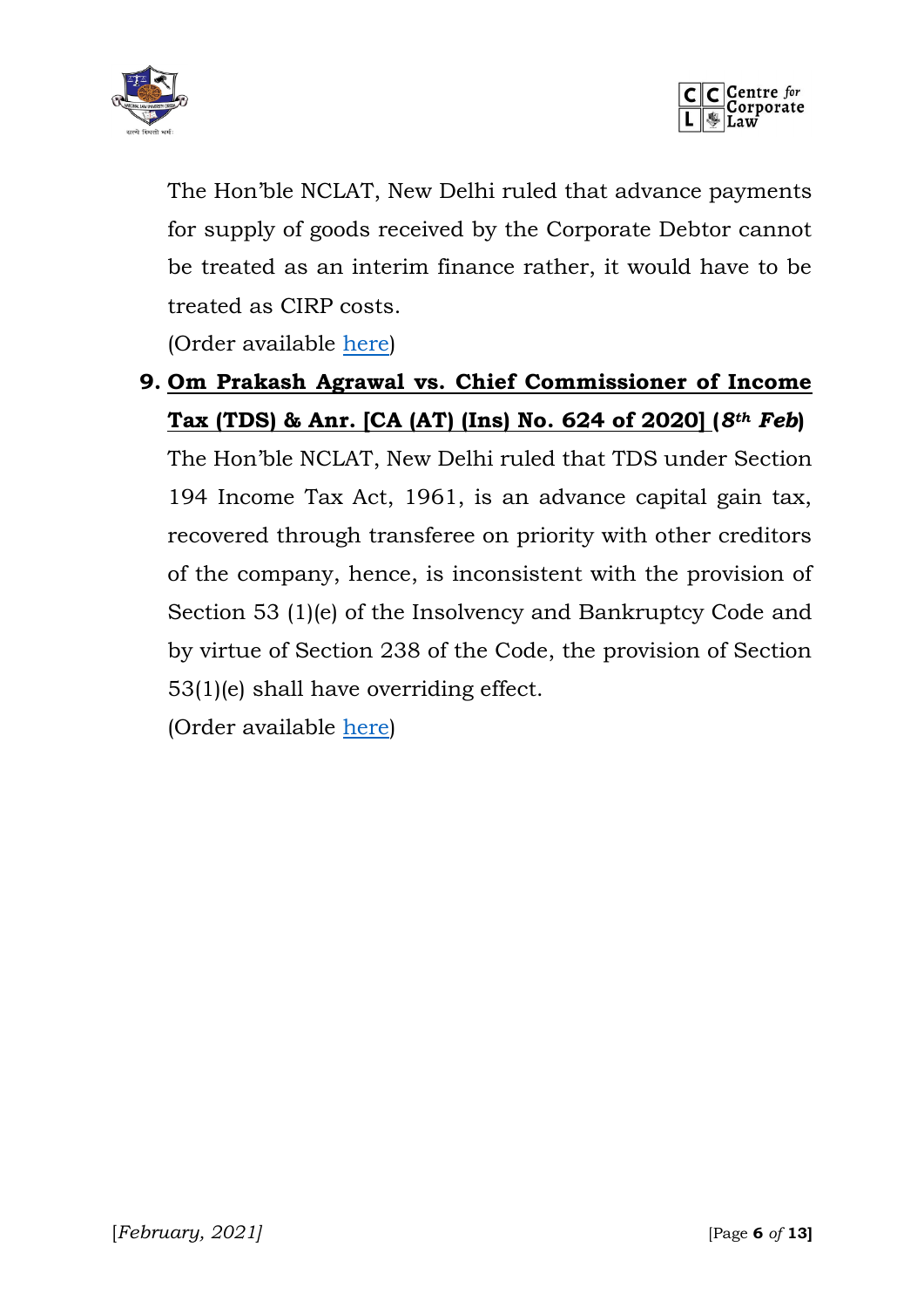The Hon'ble NCLAT, New Delhi ruled that advance payments for supply of goods received by the Corporate Debtor cannot be treated as an interim finance rather, it would have to be treated as CIRP costs.

(Order available here)

9. **Om Prakash Agrawal vs. Chief Commissioner of Income Tax (TDS) & Anr. [CA (AT) (Ins) No. 624 of 2020] (*8th Feb*)**

The Hon'ble NCLAT, New Delhi ruled that TDS under Section 194 Income Tax Act, 1961, is an advance capital gain tax, recovered through transferee on priority with other creditors of the company, hence, is inconsistent with the provision of Section 53 (1)(e) of the Insolvency and Bankruptcy Code and by virtue of Section 238 of the Code, the provision of Section 53(1)(e) shall have overriding effect.

(Order available here)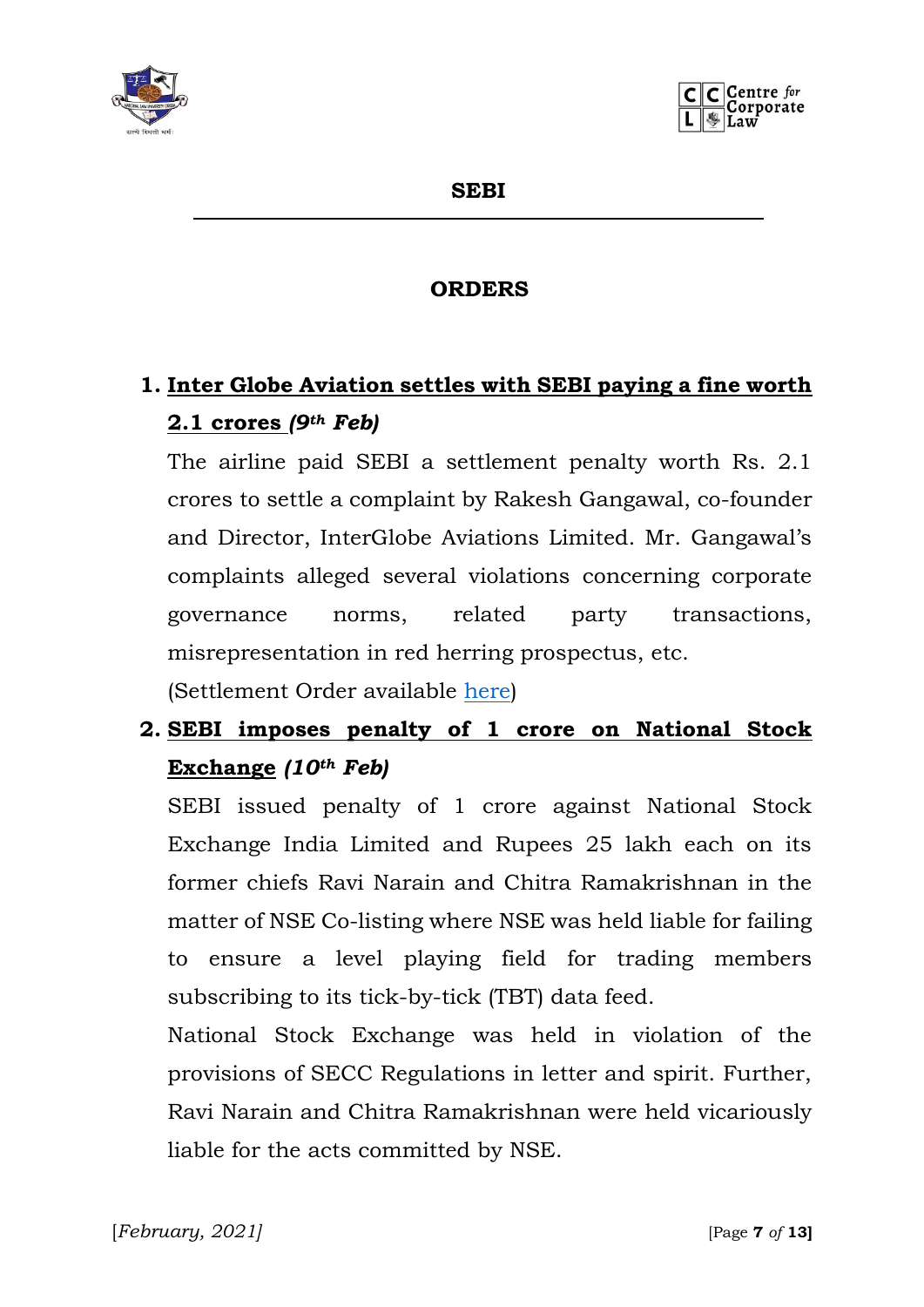## SEBI

### ORDERS

1. **Inter Globe Aviation settles with SEBI paying a fine worth 2.1 crores *(9th Feb)***

   The airline paid SEBI a settlement penalty worth Rs. 2.1 crores to settle a complaint by Rakesh Gangawal, co-founder and Director, InterGlobe Aviations Limited. Mr. Gangawal's complaints alleged several violations concerning corporate governance norms, related party transactions, misrepresentation in red herring prospectus, etc.

   (Settlement Order available here)

2. **SEBI imposes penalty of 1 crore on National Stock Exchange *(10th Feb)***

   SEBI issued penalty of 1 crore against National Stock Exchange India Limited and Rupees 25 lakh each on its former chiefs Ravi Narain and Chitra Ramakrishnan in the matter of NSE Co-listing where NSE was held liable for failing to ensure a level playing field for trading members subscribing to its tick-by-tick (TBT) data feed.

   National Stock Exchange was held in violation of the provisions of SECC Regulations in letter and spirit. Further, Ravi Narain and Chitra Ramakrishnan were held vicariously liable for the acts committed by NSE.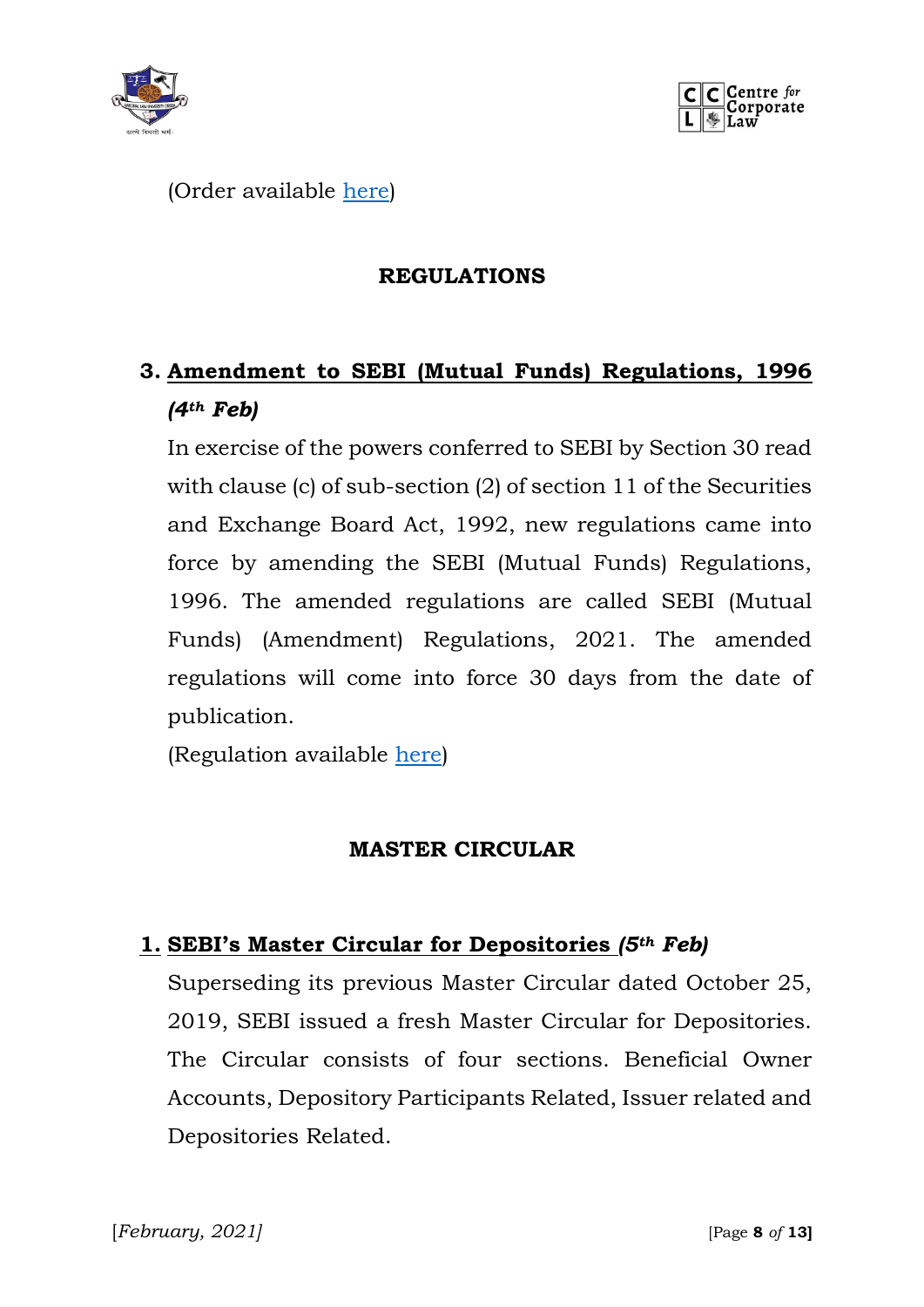(Order available here)

## REGULATIONS

### 3. Amendment to SEBI (Mutual Funds) Regulations, 1996 *(4th Feb)*

In exercise of the powers conferred to SEBI by Section 30 read with clause (c) of sub-section (2) of section 11 of the Securities and Exchange Board Act, 1992, new regulations came into force by amending the SEBI (Mutual Funds) Regulations, 1996. The amended regulations are called SEBI (Mutual Funds) (Amendment) Regulations, 2021. The amended regulations will come into force 30 days from the date of publication.

(Regulation available here)

## MASTER CIRCULAR

### 1. SEBI's Master Circular for Depositories *(5th Feb)*

Superseding its previous Master Circular dated October 25, 2019, SEBI issued a fresh Master Circular for Depositories. The Circular consists of four sections. Beneficial Owner Accounts, Depository Participants Related, Issuer related and Depositories Related.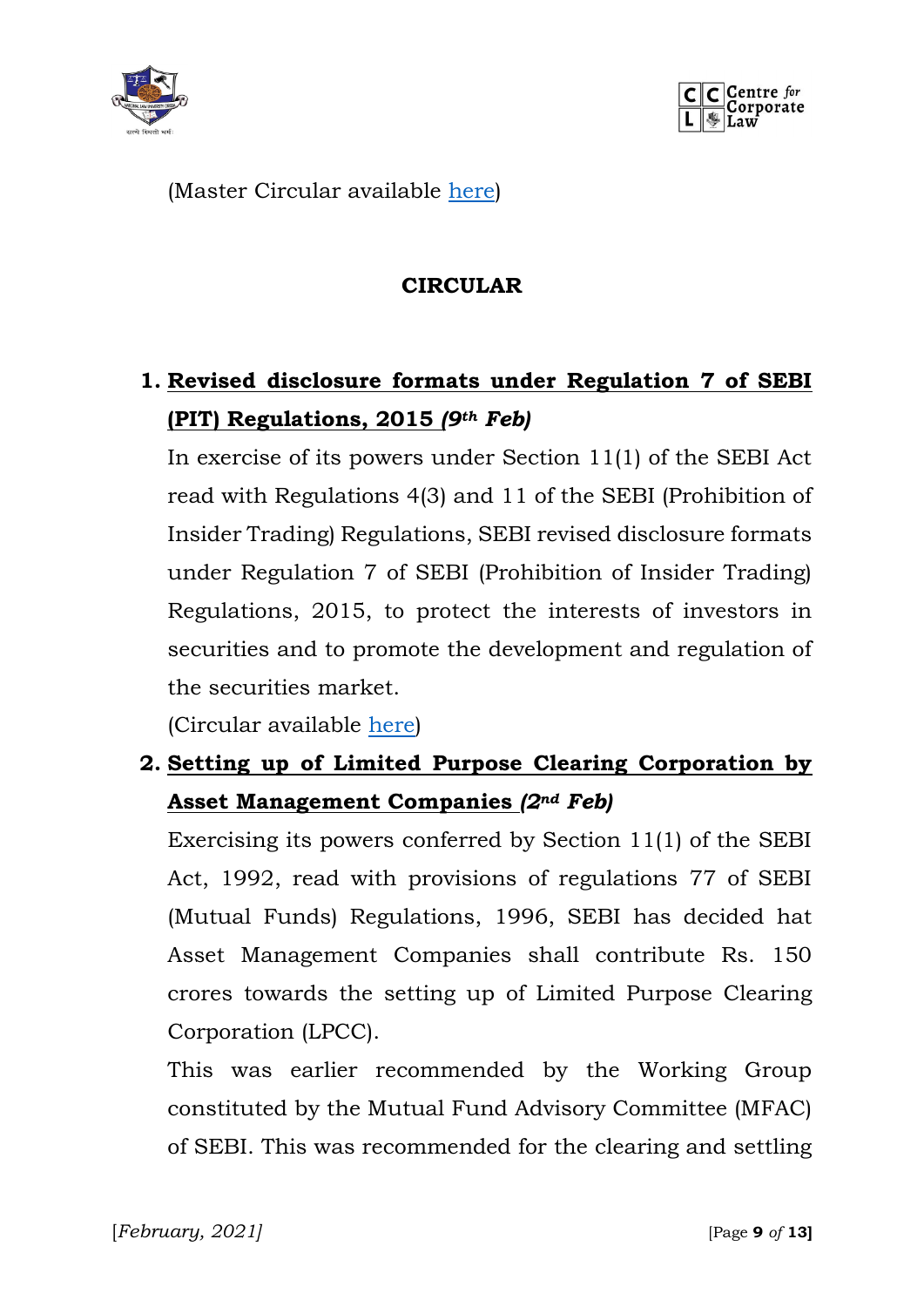(Master Circular available here)

## CIRCULAR

1. **Revised disclosure formats under Regulation 7 of SEBI (PIT) Regulations, 2015** ***(9th Feb)***

   In exercise of its powers under Section 11(1) of the SEBI Act read with Regulations 4(3) and 11 of the SEBI (Prohibition of Insider Trading) Regulations, SEBI revised disclosure formats under Regulation 7 of SEBI (Prohibition of Insider Trading) Regulations, 2015, to protect the interests of investors in securities and to promote the development and regulation of the securities market.

   (Circular available here)

2. **Setting up of Limited Purpose Clearing Corporation by Asset Management Companies** ***(2nd Feb)***

   Exercising its powers conferred by Section 11(1) of the SEBI Act, 1992, read with provisions of regulations 77 of SEBI (Mutual Funds) Regulations, 1996, SEBI has decided hat Asset Management Companies shall contribute Rs. 150 crores towards the setting up of Limited Purpose Clearing Corporation (LPCC).

   This was earlier recommended by the Working Group constituted by the Mutual Fund Advisory Committee (MFAC) of SEBI. This was recommended for the clearing and settling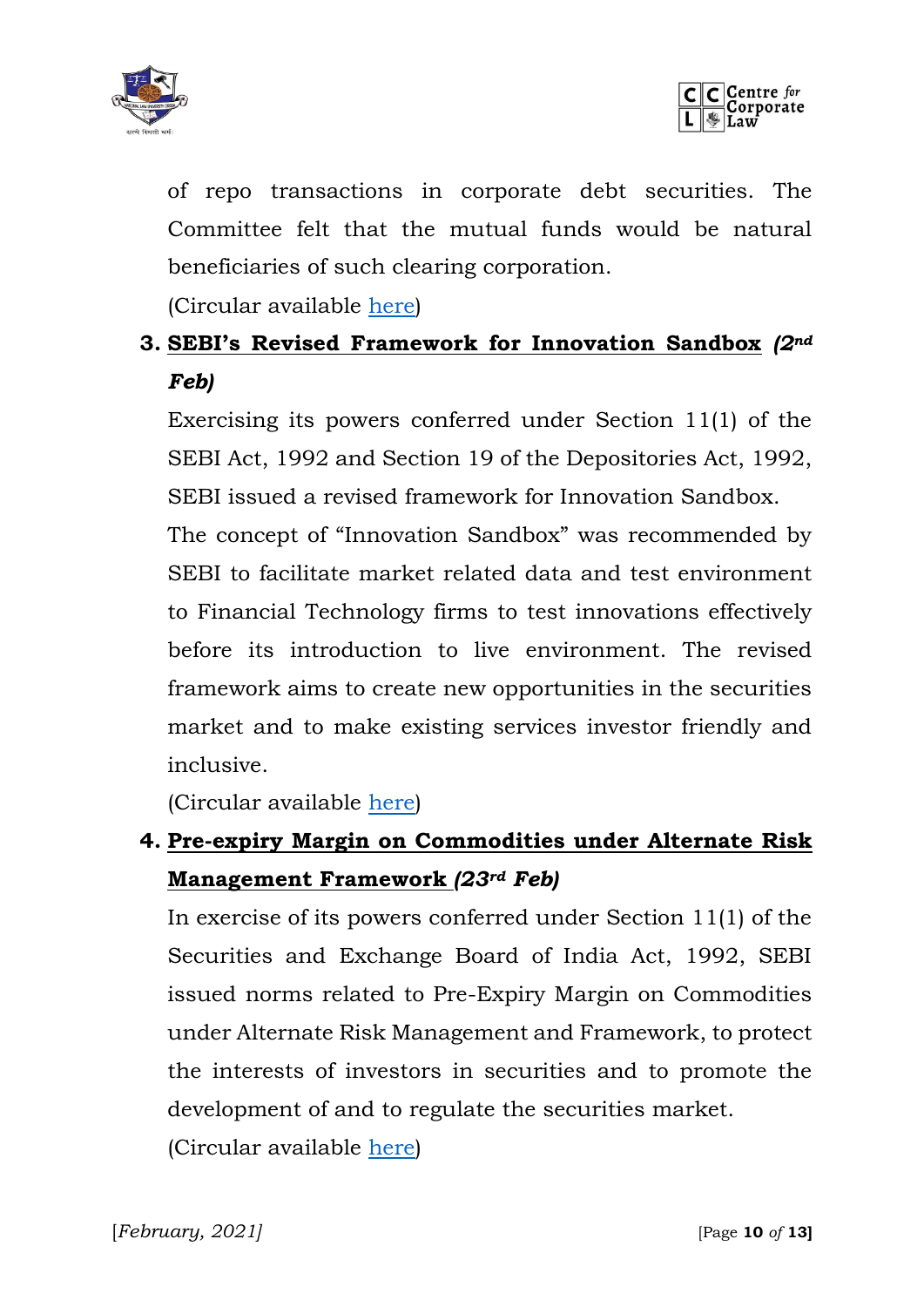of repo transactions in corporate debt securities. The Committee felt that the mutual funds would be natural beneficiaries of such clearing corporation.

(Circular available here)

3. **SEBI's Revised Framework for Innovation Sandbox** ***(2nd Feb)***

   Exercising its powers conferred under Section 11(1) of the SEBI Act, 1992 and Section 19 of the Depositories Act, 1992, SEBI issued a revised framework for Innovation Sandbox.

   The concept of "Innovation Sandbox" was recommended by SEBI to facilitate market related data and test environment to Financial Technology firms to test innovations effectively before its introduction to live environment. The revised framework aims to create new opportunities in the securities market and to make existing services investor friendly and inclusive.

   (Circular available here)

4. **Pre-expiry Margin on Commodities under Alternate Risk Management Framework** ***(23rd Feb)***

   In exercise of its powers conferred under Section 11(1) of the Securities and Exchange Board of India Act, 1992, SEBI issued norms related to Pre-Expiry Margin on Commodities under Alternate Risk Management and Framework, to protect the interests of investors in securities and to promote the development of and to regulate the securities market.

   (Circular available here)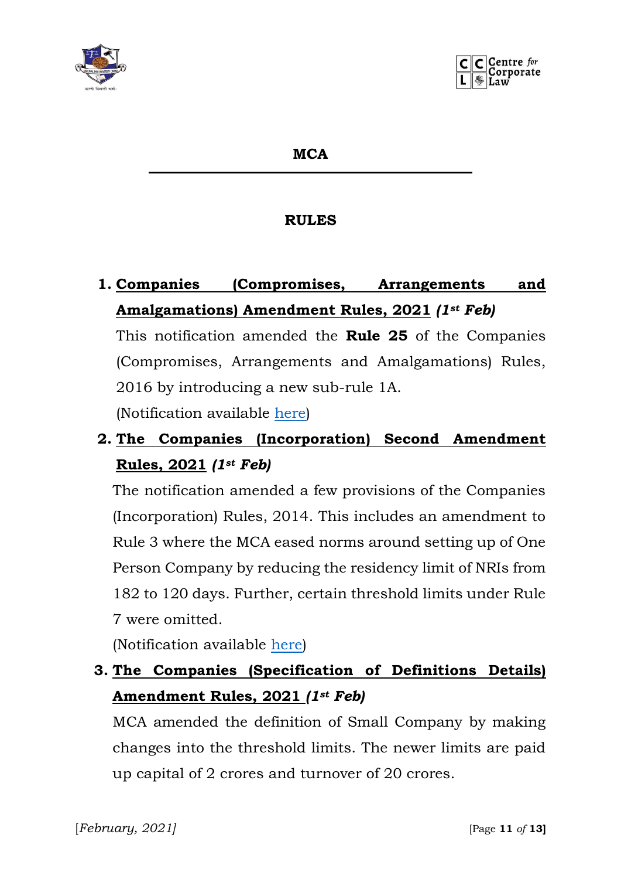## MCA

### RULES

1. **Companies (Compromises, Arrangements and Amalgamations) Amendment Rules, 2021** ***(1st Feb)***

   This notification amended the **Rule 25** of the Companies (Compromises, Arrangements and Amalgamations) Rules, 2016 by introducing a new sub-rule 1A.

   (Notification available here)

2. **The Companies (Incorporation) Second Amendment Rules, 2021** ***(1st Feb)***

   The notification amended a few provisions of the Companies (Incorporation) Rules, 2014. This includes an amendment to Rule 3 where the MCA eased norms around setting up of One Person Company by reducing the residency limit of NRIs from 182 to 120 days. Further, certain threshold limits under Rule 7 were omitted.

   (Notification available here)

3. **The Companies (Specification of Definitions Details) Amendment Rules, 2021** ***(1st Feb)***

   MCA amended the definition of Small Company by making changes into the threshold limits. The newer limits are paid up capital of 2 crores and turnover of 20 crores.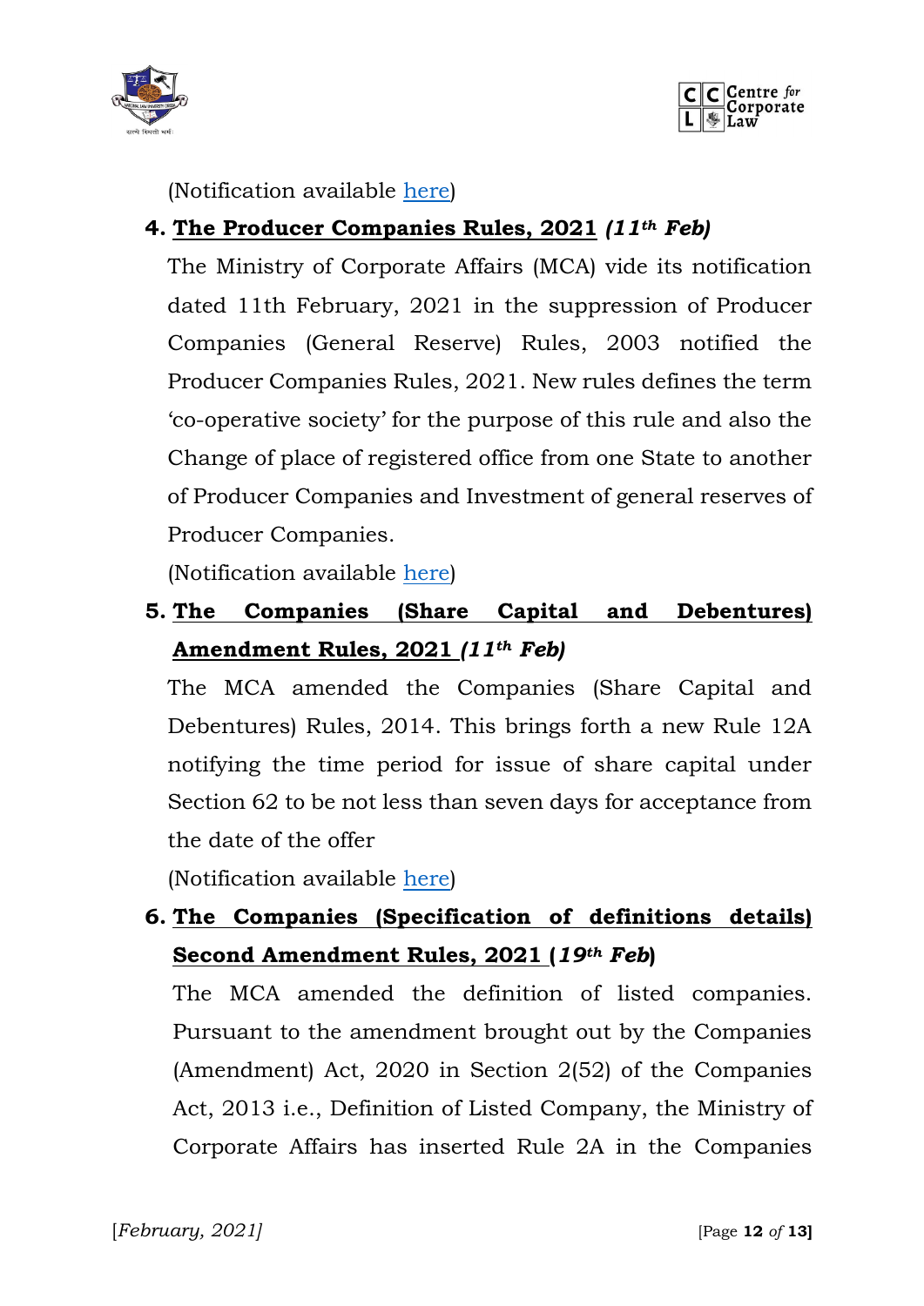(Notification available [here](#))

4. **<u>The Producer Companies Rules, 2021</u>** ***(11th Feb)***

   The Ministry of Corporate Affairs (MCA) vide its notification dated 11th February, 2021 in the suppression of Producer Companies (General Reserve) Rules, 2003 notified the Producer Companies Rules, 2021. New rules defines the term 'co-operative society' for the purpose of this rule and also the Change of place of registered office from one State to another of Producer Companies and Investment of general reserves of Producer Companies.

   (Notification available [here](#))

5. **<u>The Companies (Share Capital and Debentures) Amendment Rules, 2021</u>** ***(11th Feb)***

   The MCA amended the Companies (Share Capital and Debentures) Rules, 2014. This brings forth a new Rule 12A notifying the time period for issue of share capital under Section 62 to be not less than seven days for acceptance from the date of the offer

   (Notification available [here](#))

6. **<u>The Companies (Specification of definitions details) Second Amendment Rules, 2021</u>** **(*19th Feb*)**

   The MCA amended the definition of listed companies. Pursuant to the amendment brought out by the Companies (Amendment) Act, 2020 in Section 2(52) of the Companies Act, 2013 i.e., Definition of Listed Company, the Ministry of Corporate Affairs has inserted Rule 2A in the Companies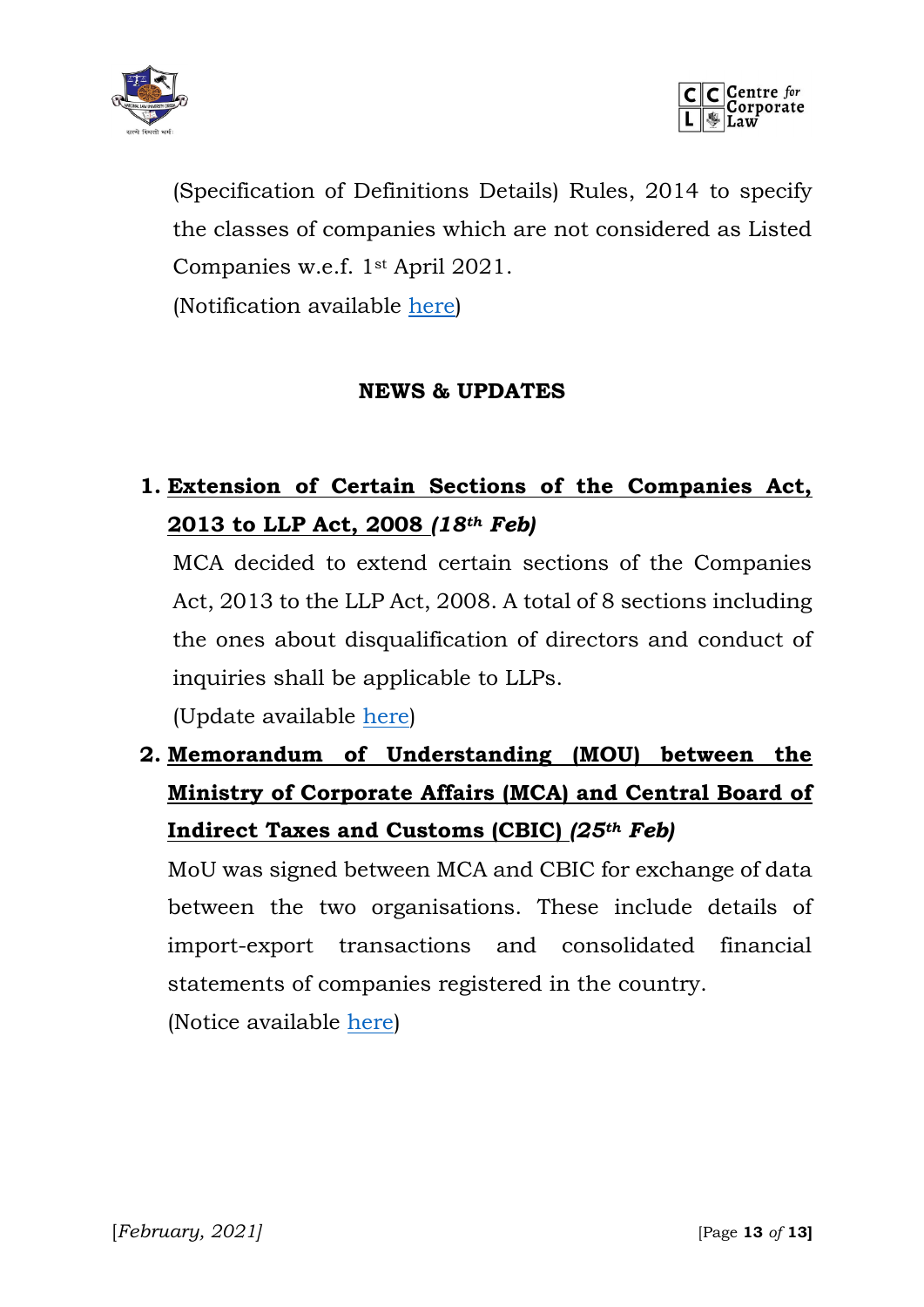(Specification of Definitions Details) Rules, 2014 to specify the classes of companies which are not considered as Listed Companies w.e.f. 1st April 2021.

(Notification available here)

**NEWS & UPDATES**

1. **Extension of Certain Sections of the Companies Act, 2013 to LLP Act, 2008** ***(18th Feb)***

   MCA decided to extend certain sections of the Companies Act, 2013 to the LLP Act, 2008. A total of 8 sections including the ones about disqualification of directors and conduct of inquiries shall be applicable to LLPs.

   (Update available here)

2. **Memorandum of Understanding (MOU) between the Ministry of Corporate Affairs (MCA) and Central Board of Indirect Taxes and Customs (CBIC)** ***(25th Feb)***

   MoU was signed between MCA and CBIC for exchange of data between the two organisations. These include details of import-export transactions and consolidated financial statements of companies registered in the country.

   (Notice available here)